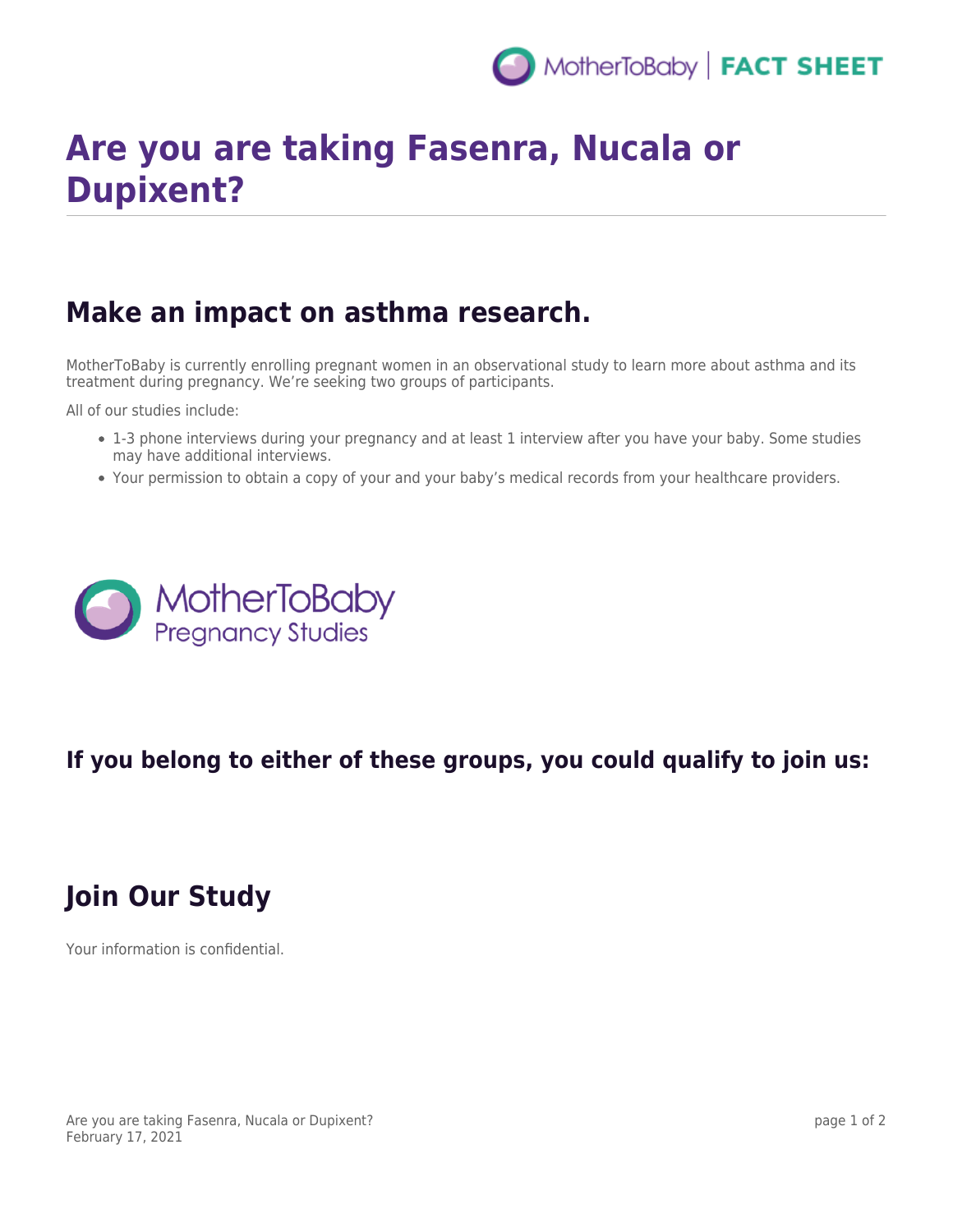# Are you are taking Fasenra, Nucala or Dupixent?

## Make an impact on asthma research.

MotherToBaby is currently enrolling pregnant women in an observational study to learn more about asthma and its treatment during pregnancy. We're seeking two groups of participants.

All of our studies include:

- 1-3 phone interviews during your pregnancy and at least 1 interview after you have your baby. Some studies may have additional interviews.
- Your permission to obtain a copy of your and your baby's medical records from your healthcare providers.

MotherToBaby
Pregnancy Studies

### If you belong to either of these groups, you could qualify to join us:

## Join Our Study

Your information is confidential.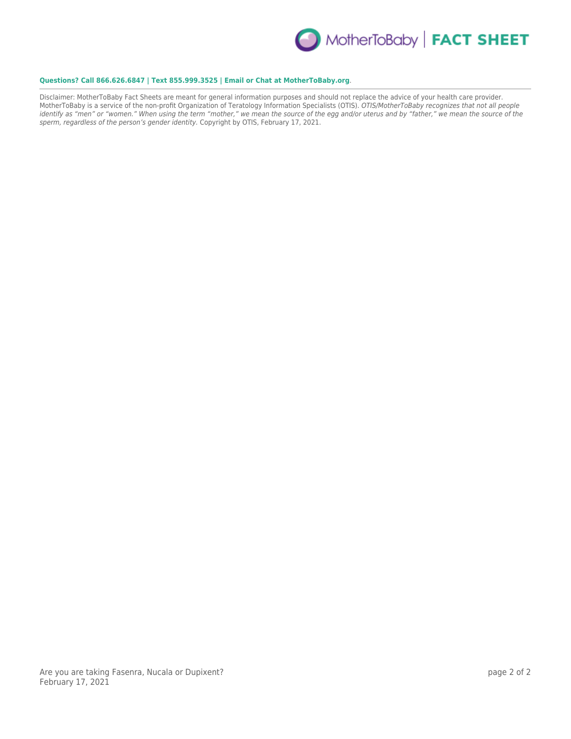**Questions? Call 866.626.6847 | Text 855.999.3525 | Email or Chat at MotherToBaby.org**.

Disclaimer: MotherToBaby Fact Sheets are meant for general information purposes and should not replace the advice of your health care provider. MotherToBaby is a service of the non-profit Organization of Teratology Information Specialists (OTIS). *OTIS/MotherToBaby recognizes that not all people identify as "men" or "women." When using the term "mother," we mean the source of the egg and/or uterus and by "father," we mean the source of the sperm, regardless of the person's gender identity.* Copyright by OTIS, February 17, 2021.